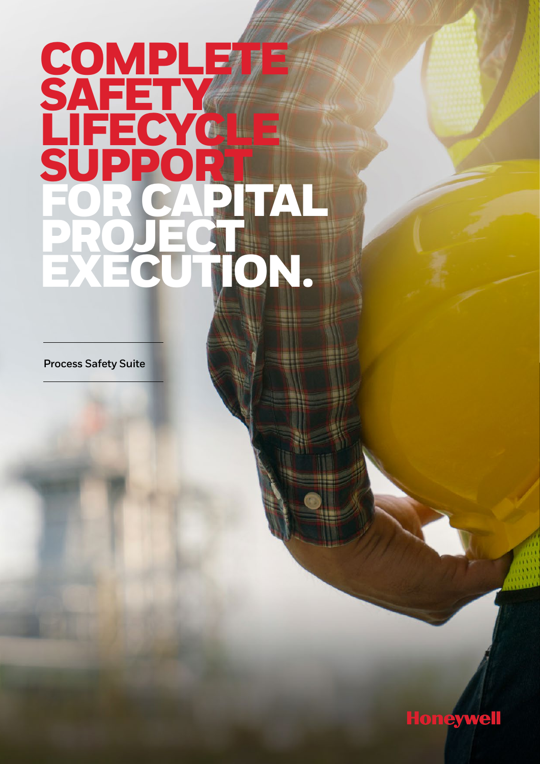# COMPLETE SAFETY LIFECYCLE SUPPORT FOR CAPITAL PROJECT EXECUTION.

Process Safety Suite

Honeywell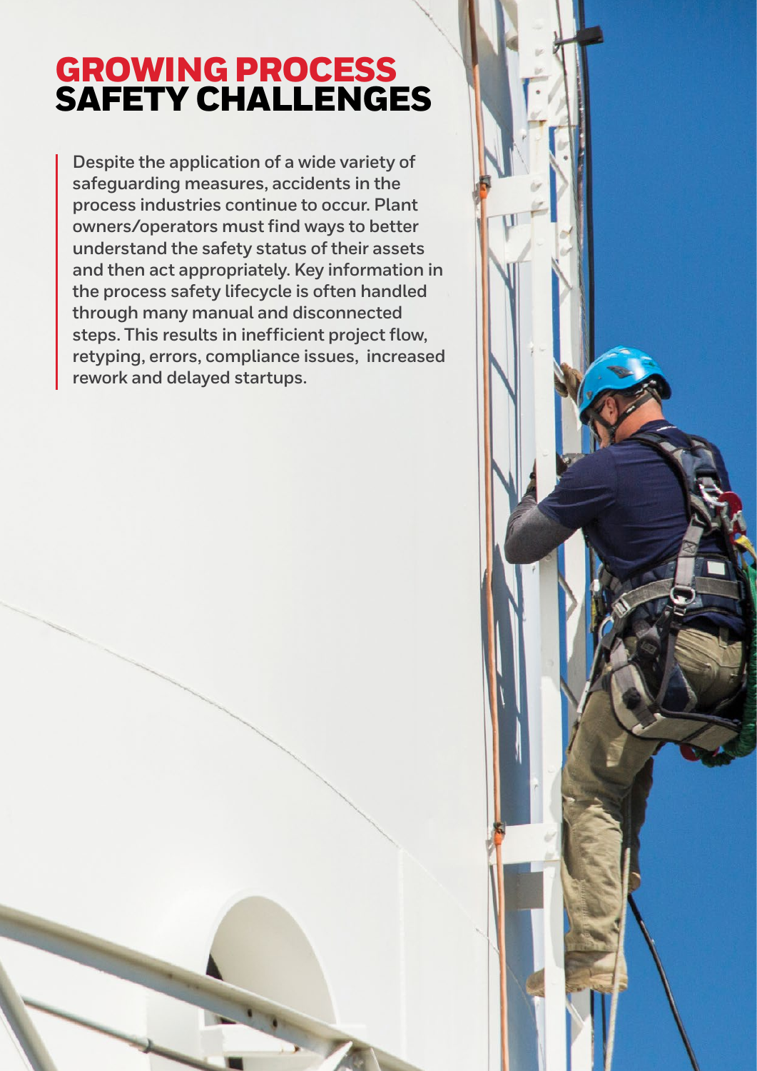# GROWING PROCESS SAFETY CHALLENGES

Despite the application of a wide variety of safeguarding measures, accidents in the process industries continue to occur. Plant owners/operators must find ways to better understand the safety status of their assets and then act appropriately. Key information in the process safety lifecycle is often handled through many manual and disconnected steps. This results in inefficient project flow, retyping, errors, compliance issues, increased rework and delayed startups.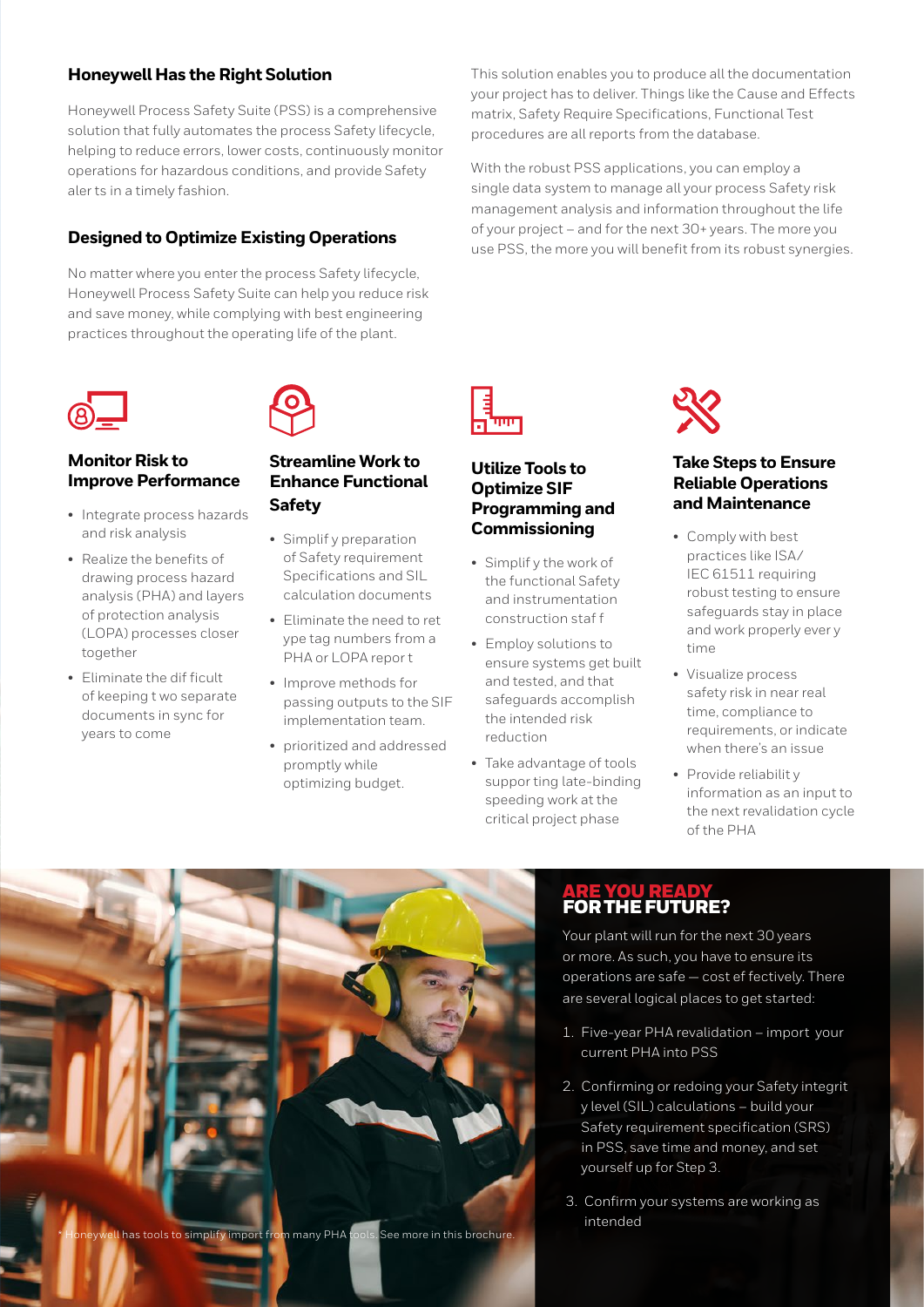## Honeywell Has the Right Solution

Honeywell Process Safety Suite (PSS) is a comprehensive solution that fully automates the process Safety lifecycle, helping to reduce errors, lower costs, continuously monitor operations for hazardous conditions, and provide Safety aler ts in a timely fashion.

## Designed to Optimize Existing Operations

No matter where you enter the process Safety lifecycle, Honeywell Process Safety Suite can help you reduce risk and save money, while complying with best engineering practices throughout the operating life of the plant.

This solution enables you to produce all the documentation your project has to deliver. Things like the Cause and Effects matrix, Safety Require Specifications, Functional Test procedures are all reports from the database.

With the robust PSS applications, you can employ a single data system to manage all your process Safety risk management analysis and information throughout the life of your project – and for the next 30+ years. The more you use PSS, the more you will benefit from its robust synergies.

### Monitor Risk to Improve Performance

- Integrate process hazards and risk analysis
- Realize the benefits of drawing process hazard analysis (PHA) and layers of protection analysis (LOPA) processes closer together
- Eliminate the dif ficult of keeping t wo separate documents in sync for years to come

### Streamline Work to Enhance Functional Safety

- Simplif y preparation of Safety requirement Specifications and SIL calculation documents
- Eliminate the need to ret ype tag numbers from a PHA or LOPA repor t
- Improve methods for passing outputs to the SIF implementation team.
- prioritized and addressed promptly while optimizing budget.

### Utilize Tools to Optimize SIF Programming and Commissioning

- Simplif y the work of the functional Safety and instrumentation construction staf f
- Employ solutions to ensure systems get built and tested, and that safeguards accomplish the intended risk reduction
- Take advantage of tools suppor ting late-binding speeding work at the critical project phase

### Take Steps to Ensure Reliable Operations and Maintenance

- Comply with best practices like ISA/ IEC 61511 requiring robust testing to ensure safeguards stay in place and work properly ever y time
- Visualize process safety risk in near real time, compliance to requirements, or indicate when there's an issue
- Provide reliabilit y information as an input to the next revalidation cycle of the PHA

## ARE YOU READY FOR THE FUTURE?

Your plant will run for the next 30 years or more. As such, you have to ensure its operations are safe — cost ef fectively. There are several logical places to get started:

1. Five-year PHA revalidation – import your current PHA into PSS
2. Confirming or redoing your Safety integrit y level (SIL) calculations – build your Safety requirement specification (SRS) in PSS, save time and money, and set yourself up for Step 3.
3. Confirm your systems are working as intended

* Honeywell has tools to simplify import from many PHA tools. See more in this brochure.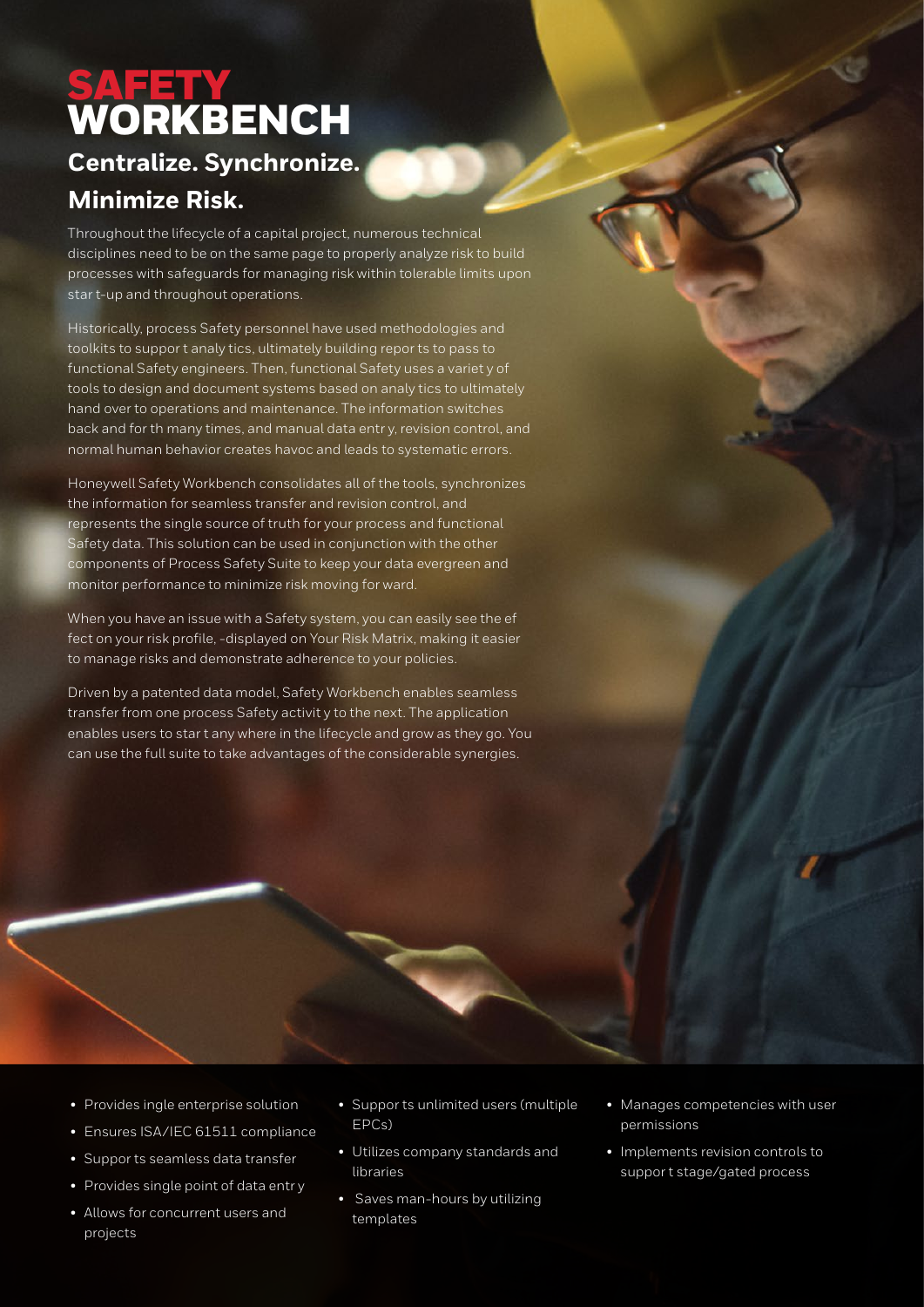# SAFETY WORKBENCH

## Centralize. Synchronize. Minimize Risk.

Throughout the lifecycle of a capital project, numerous technical disciplines need to be on the same page to properly analyze risk to build processes with safeguards for managing risk within tolerable limits upon star t-up and throughout operations.

Historically, process Safety personnel have used methodologies and toolkits to suppor t analy tics, ultimately building repor ts to pass to functional Safety engineers. Then, functional Safety uses a variet y of tools to design and document systems based on analy tics to ultimately hand over to operations and maintenance. The information switches back and for th many times, and manual data entr y, revision control, and normal human behavior creates havoc and leads to systematic errors.

Honeywell Safety Workbench consolidates all of the tools, synchronizes the information for seamless transfer and revision control, and represents the single source of truth for your process and functional Safety data. This solution can be used in conjunction with the other components of Process Safety Suite to keep your data evergreen and monitor performance to minimize risk moving for ward.

When you have an issue with a Safety system, you can easily see the ef fect on your risk profile, -displayed on Your Risk Matrix, making it easier to manage risks and demonstrate adherence to your policies.

Driven by a patented data model, Safety Workbench enables seamless transfer from one process Safety activit y to the next. The application enables users to star t any where in the lifecycle and grow as they go. You can use the full suite to take advantages of the considerable synergies.

- Provides ingle enterprise solution
- Ensures ISA/IEC 61511 compliance
- Suppor ts seamless data transfer
- Provides single point of data entr y
- Allows for concurrent users and projects
- Suppor ts unlimited users (multiple EPCs)
- Utilizes company standards and libraries
- Saves man-hours by utilizing templates
- Manages competencies with user permissions
- Implements revision controls to suppor t stage/gated process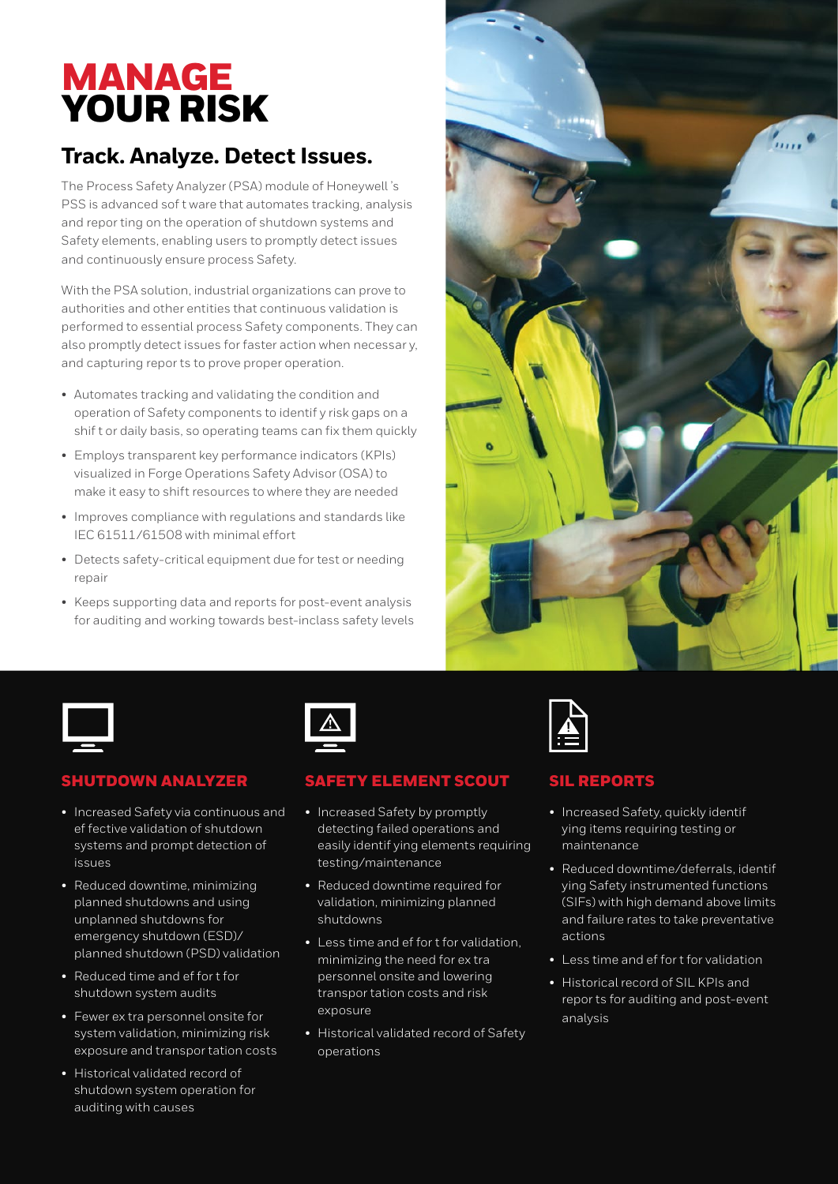# MANAGE YOUR RISK

## Track. Analyze. Detect Issues.

The Process Safety Analyzer (PSA) module of Honeywell's PSS is advanced software that automates tracking, analysis and reporting on the operation of shutdown systems and Safety elements, enabling users to promptly detect issues and continuously ensure process Safety.

With the PSA solution, industrial organizations can prove to authorities and other entities that continuous validation is performed to essential process Safety components. They can also promptly detect issues for faster action when necessary, and capturing reports to prove proper operation.

- Automates tracking and validating the condition and operation of Safety components to identify risk gaps on a shift or daily basis, so operating teams can fix them quickly
- Employs transparent key performance indicators (KPIs) visualized in Forge Operations Safety Advisor (OSA) to make it easy to shift resources to where they are needed
- Improves compliance with regulations and standards like IEC 61511/61508 with minimal effort
- Detects safety-critical equipment due for test or needing repair
- Keeps supporting data and reports for post-event analysis for auditing and working towards best-inclass safety levels

### SHUTDOWN ANALYZER

- Increased Safety via continuous and effective validation of shutdown systems and prompt detection of issues
- Reduced downtime, minimizing planned shutdowns and using unplanned shutdowns for emergency shutdown (ESD)/ planned shutdown (PSD) validation
- Reduced time and effort for shutdown system audits
- Fewer extra personnel onsite for system validation, minimizing risk exposure and transportation costs
- Historical validated record of shutdown system operation for auditing with causes

### SAFETY ELEMENT SCOUT

- Increased Safety by promptly detecting failed operations and easily identifying elements requiring testing/maintenance
- Reduced downtime required for validation, minimizing planned shutdowns
- Less time and effort for validation, minimizing the need for extra personnel onsite and lowering transportation costs and risk exposure
- Historical validated record of Safety operations

### SIL REPORTS

- Increased Safety, quickly identifying items requiring testing or maintenance
- Reduced downtime/deferrals, identifying Safety instrumented functions (SIFs) with high demand above limits and failure rates to take preventative actions
- Less time and effort for validation
- Historical record of SIL KPIs and reports for auditing and post-event analysis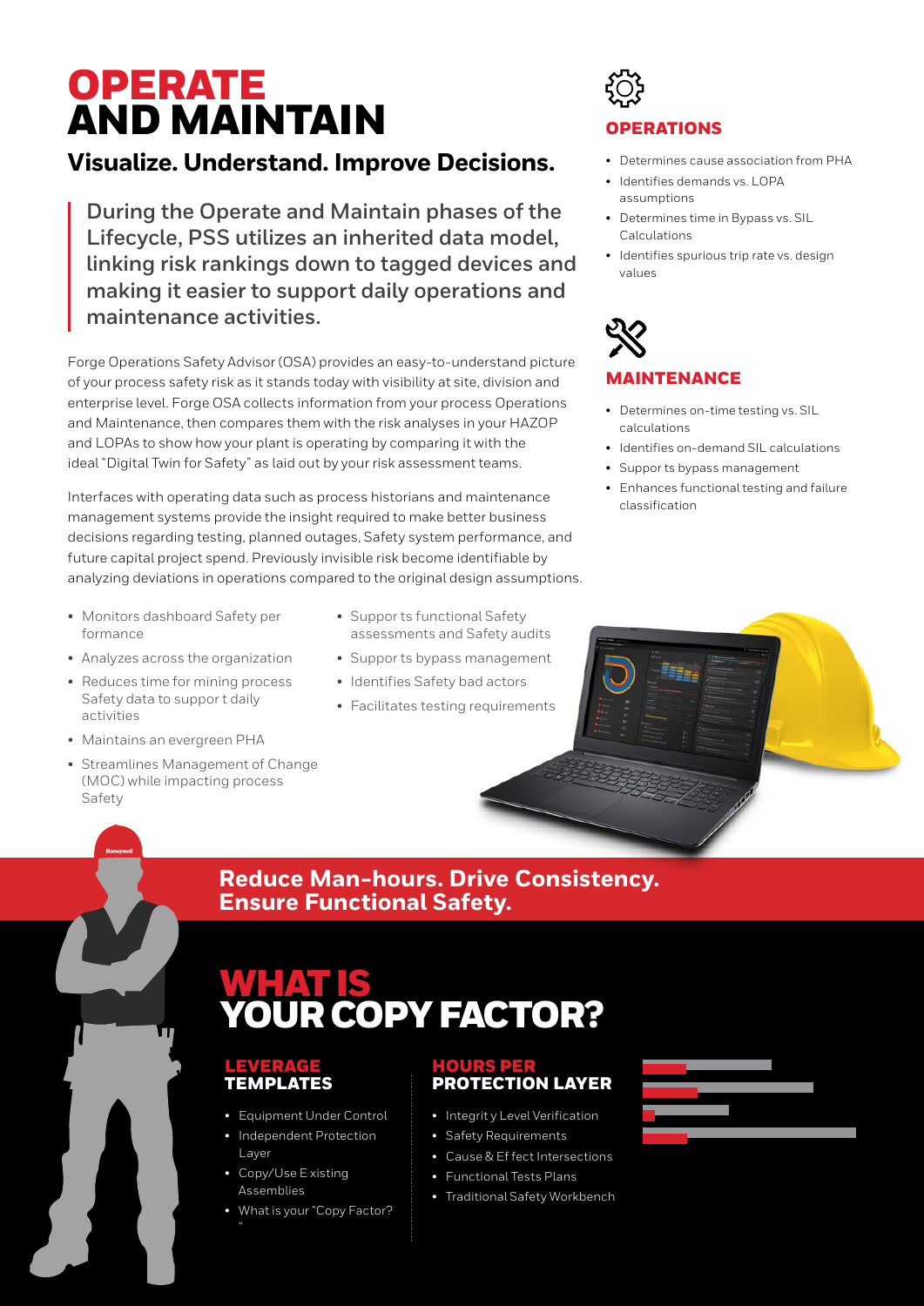# OPERATE AND MAINTAIN

## Visualize. Understand. Improve Decisions.

During the Operate and Maintain phases of the Lifecycle, PSS utilizes an inherited data model, linking risk rankings down to tagged devices and making it easier to support daily operations and maintenance activities.

Forge Operations Safety Advisor (OSA) provides an easy-to-understand picture of your process safety risk as it stands today with visibility at site, division and enterprise level. Forge OSA collects information from your process Operations and Maintenance, then compares them with the risk analyses in your HAZOP and LOPAs to show how your plant is operating by comparing it with the ideal "Digital Twin for Safety" as laid out by your risk assessment teams.

Interfaces with operating data such as process historians and maintenance management systems provide the insight required to make better business decisions regarding testing, planned outages, Safety system performance, and future capital project spend. Previously invisible risk become identifiable by analyzing deviations in operations compared to the original design assumptions.

- Monitors dashboard Safety per formance
- Analyzes across the organization
- Reduces time for mining process Safety data to suppor t daily activities
- Maintains an evergreen PHA
- Streamlines Management of Change (MOC) while impacting process Safety
- Suppor ts functional Safety assessments and Safety audits
- Suppor ts bypass management
- Identifies Safety bad actors
- Facilitates testing requirements

### OPERATIONS

- Determines cause association from PHA
- Identifies demands vs. LOPA assumptions
- Determines time in Bypass vs. SIL Calculations
- Identifies spurious trip rate vs. design values

### MAINTENANCE

- Determines on-time testing vs. SIL calculations
- Identifies on-demand SIL calculations
- Suppor ts bypass management
- Enhances functional testing and failure classification

**Reduce Man-hours. Drive Consistency. Ensure Functional Safety.**

# WHAT IS YOUR COPY FACTOR?

### LEVERAGE TEMPLATES

- Equipment Under Control
- Independent Protection Layer
- Copy/Use E xisting Assemblies
- What is your "Copy Factor?"

### HOURS PER PROTECTION LAYER

- Integrit y Level Verification
- Safety Requirements
- Cause & Ef fect Intersections
- Functional Tests Plans
- Traditional Safety Workbench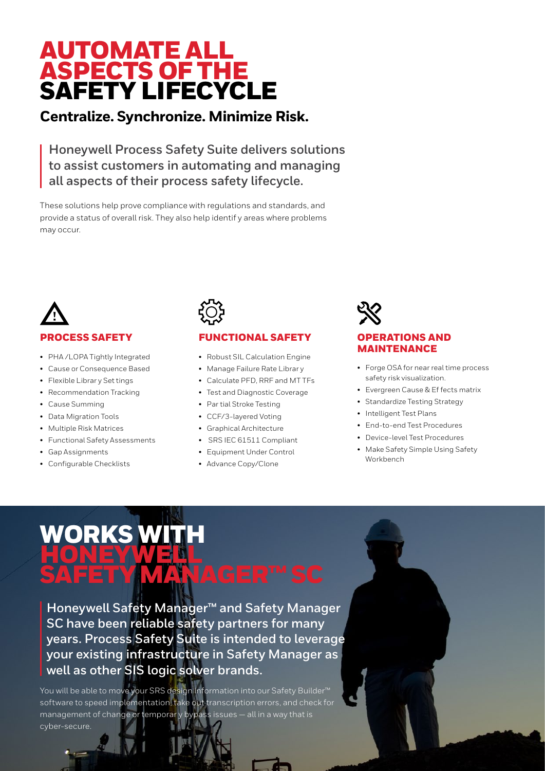# AUTOMATE ALL ASPECTS OF THE SAFETY LIFECYCLE

## Centralize. Synchronize. Minimize Risk.

**Honeywell Process Safety Suite delivers solutions to assist customers in automating and managing all aspects of their process safety lifecycle.**

These solutions help prove compliance with regulations and standards, and provide a status of overall risk. They also help identify areas where problems may occur.

### PROCESS SAFETY

- PHA /LOPA Tightly Integrated
- Cause or Consequence Based
- Flexible Library Settings
- Recommendation Tracking
- Cause Summing
- Data Migration Tools
- Multiple Risk Matrices
- Functional Safety Assessments
- Gap Assignments
- Configurable Checklists

### FUNCTIONAL SAFETY

- Robust SIL Calculation Engine
- Manage Failure Rate Library
- Calculate PFD, RRF and MTTFs
- Test and Diagnostic Coverage
- Partial Stroke Testing
- CCF/3-layered Voting
- Graphical Architecture
- SRS IEC 61511 Compliant
- Equipment Under Control
- Advance Copy/Clone

### OPERATIONS AND MAINTENANCE

- Forge OSA for near real time process safety risk visualization.
- Evergreen Cause & Effects matrix
- Standardize Testing Strategy
- Intelligent Test Plans
- End-to-end Test Procedures
- Device-level Test Procedures
- Make Safety Simple Using Safety Workbench

# WORKS WITH HONEYWELL SAFETY MANAGER™ SC

**Honeywell Safety Manager™ and Safety Manager SC have been reliable safety partners for many years. Process Safety Suite is intended to leverage your existing infrastructure in Safety Manager as well as other SIS logic solver brands.**

You will be able to move your SRS design information into our Safety Builder™ software to speed implementation, take out transcription errors, and check for management of change or temporary bypass issues — all in a way that is cyber-secure.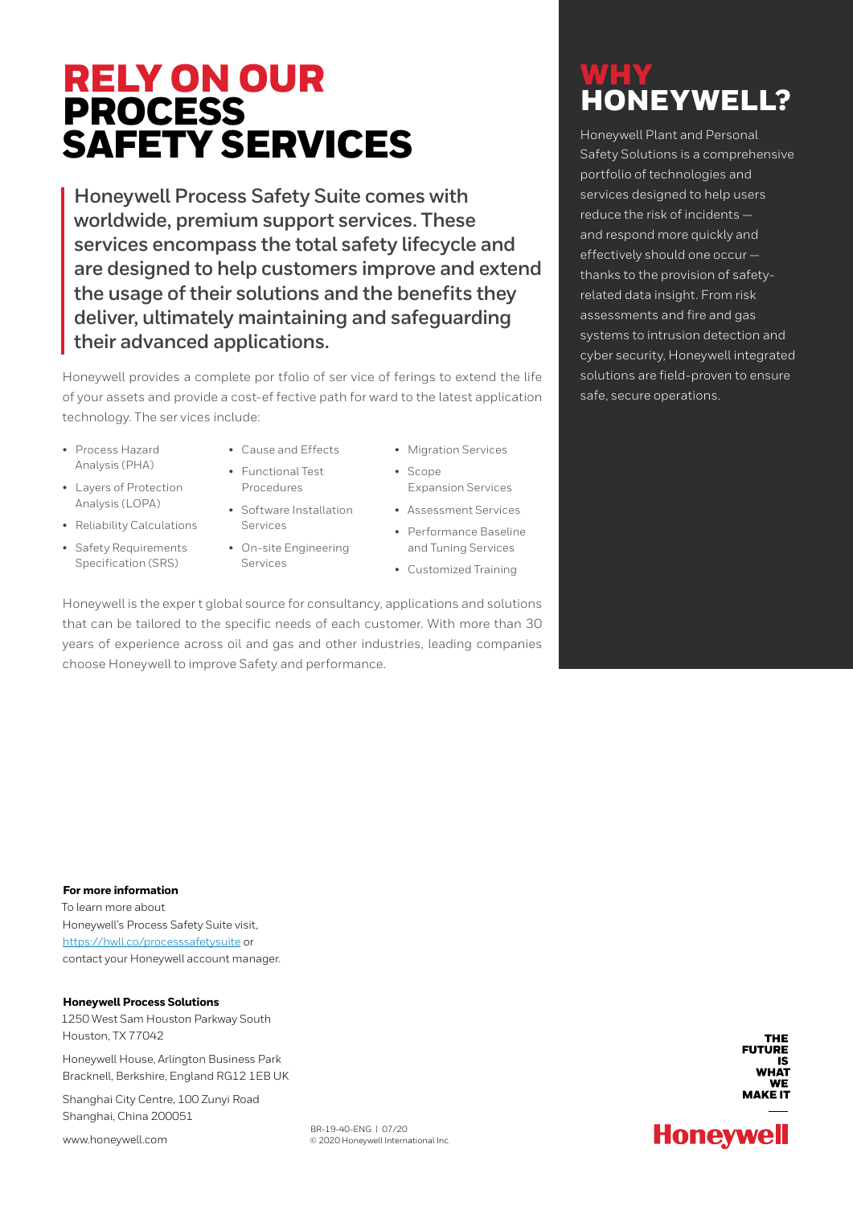# RELY ON OUR PROCESS SAFETY SERVICES

**Honeywell Process Safety Suite comes with worldwide, premium support services. These services encompass the total safety lifecycle and are designed to help customers improve and extend the usage of their solutions and the benefits they deliver, ultimately maintaining and safeguarding their advanced applications.**

Honeywell provides a complete por tfolio of ser vice of ferings to extend the life of your assets and provide a cost-ef fective path for ward to the latest application technology. The ser vices include:

- Process Hazard Analysis (PHA)
- Layers of Protection Analysis (LOPA)
- Reliability Calculations
- Safety Requirements Specification (SRS)
- Cause and Effects
- Functional Test Procedures
- Software Installation Services
- On-site Engineering Services
- Migration Services
- Scope Expansion Services
- Assessment Services
- Performance Baseline and Tuning Services
- Customized Training

Honeywell is the exper t global source for consultancy, applications and solutions that can be tailored to the specific needs of each customer. With more than 30 years of experience across oil and gas and other industries, leading companies choose Honeywell to improve Safety and performance.

## WHY HONEYWELL?

Honeywell Plant and Personal Safety Solutions is a comprehensive portfolio of technologies and services designed to help users reduce the risk of incidents — and respond more quickly and effectively should one occur — thanks to the provision of safety-related data insight. From risk assessments and fire and gas systems to intrusion detection and cyber security, Honeywell integrated solutions are field-proven to ensure safe, secure operations.

**For more information**
To learn more about Honeywell's Process Safety Suite visit, https://hwll.co/processsafetysuite or contact your Honeywell account manager.

**Honeywell Process Solutions**
1250 West Sam Houston Parkway South
Houston, TX 77042

Honeywell House, Arlington Business Park
Bracknell, Berkshire, England RG12 1EB UK

Shanghai City Centre, 100 Zunyi Road
Shanghai, China 200051

www.honeywell.com

BR-19-40-ENG | 07/20
© 2020 Honeywell International Inc.

THE FUTURE IS WHAT WE MAKE IT

Honeywell